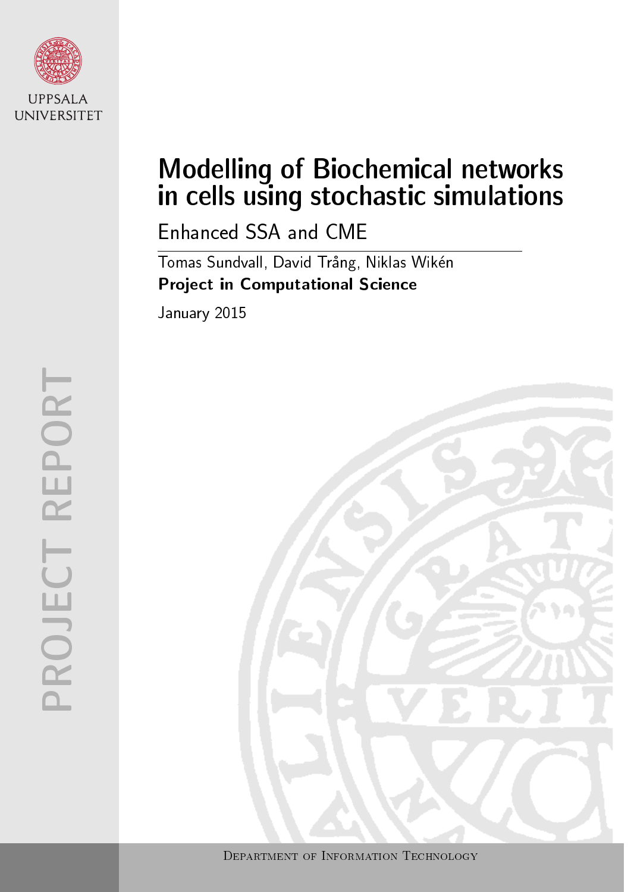UPPSALA UNIVERSITET

PROJECT REPORT

# Modelling of Biochemical networks in cells using stochastic simulations

## Enhanced SSA and CME

Tomas Sundvall, David Trång, Niklas Wikén

**Project in Computational Science**

January 2015

Department of Information Technology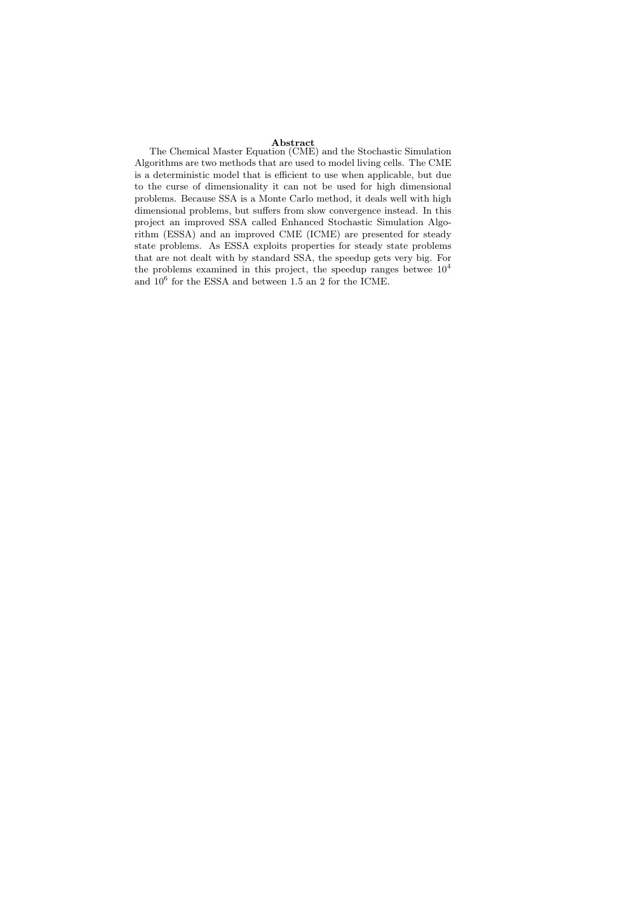**Abstract**

The Chemical Master Equation (CME) and the Stochastic Simulation Algorithms are two methods that are used to model living cells. The CME is a deterministic model that is efficient to use when applicable, but due to the curse of dimensionality it can not be used for high dimensional problems. Because SSA is a Monte Carlo method, it deals well with high dimensional problems, but suffers from slow convergence instead. In this project an improved SSA called Enhanced Stochastic Simulation Algorithm (ESSA) and an improved CME (ICME) are presented for steady state problems. As ESSA exploits properties for steady state problems that are not dealt with by standard SSA, the speedup gets very big. For the problems examined in this project, the speedup ranges betwee $10^4$ and $10^6$ for the ESSA and between 1.5 an 2 for the ICME.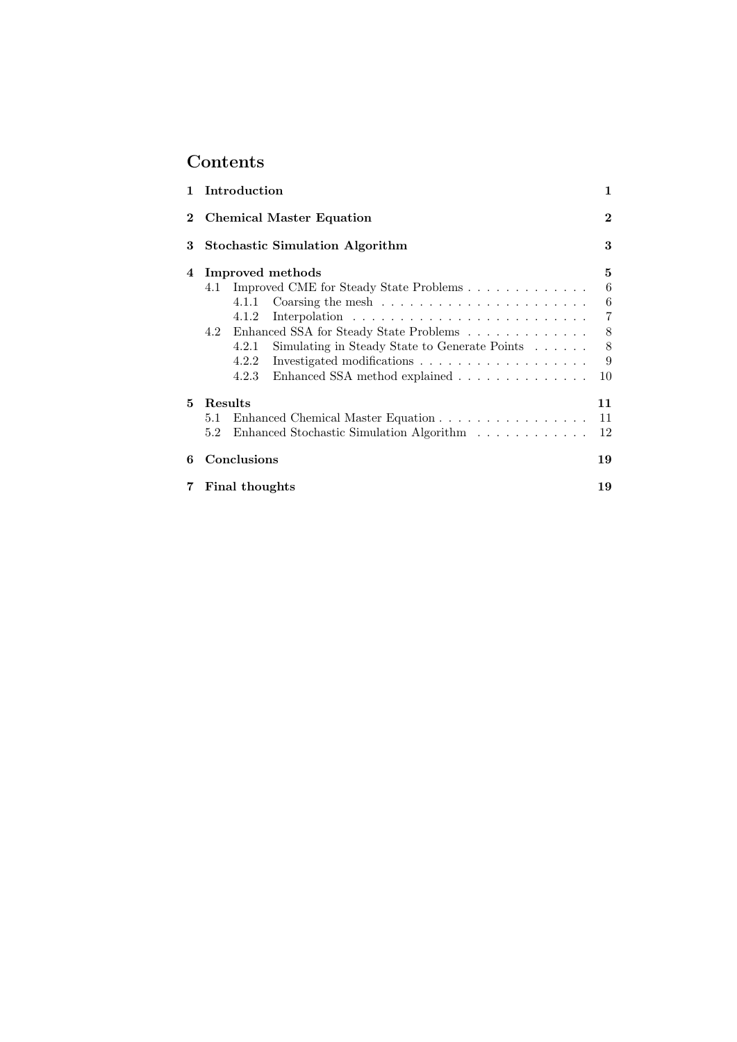# Contents

- **1 Introduction** — **1**
- **2 Chemical Master Equation** — **2**
- **3 Stochastic Simulation Algorithm** — **3**
- **4 Improved methods** — **5**
  - 4.1 Improved CME for Steady State Problems — 6
    - 4.1.1 Coarsing the mesh — 6
    - 4.1.2 Interpolation — 7
  - 4.2 Enhanced SSA for Steady State Problems — 8
    - 4.2.1 Simulating in Steady State to Generate Points — 8
    - 4.2.2 Investigated modifications — 9
    - 4.2.3 Enhanced SSA method explained — 10
- **5 Results** — **11**
  - 5.1 Enhanced Chemical Master Equation — 11
  - 5.2 Enhanced Stochastic Simulation Algorithm — 12
- **6 Conclusions** — **19**
- **7 Final thoughts** — **19**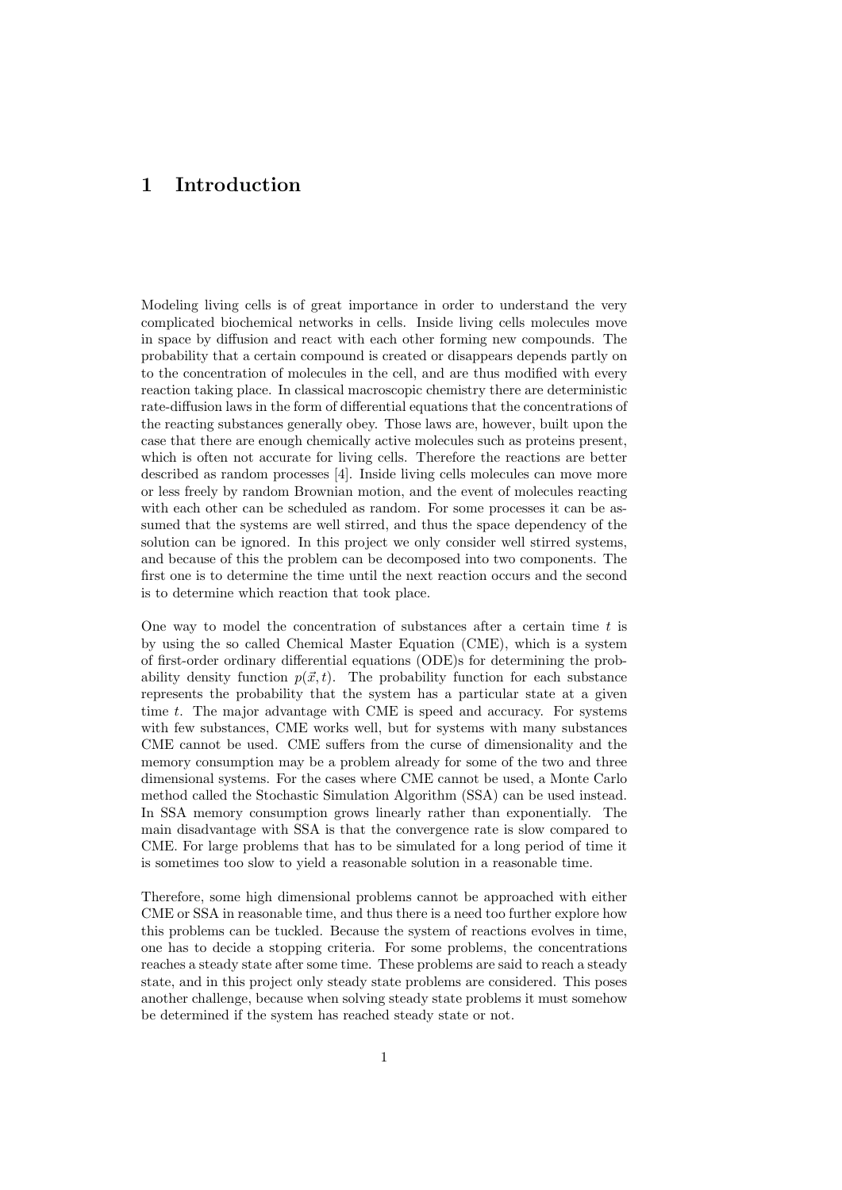# 1 Introduction

Modeling living cells is of great importance in order to understand the very complicated biochemical networks in cells. Inside living cells molecules move in space by diffusion and react with each other forming new compounds. The probability that a certain compound is created or disappears depends partly on to the concentration of molecules in the cell, and are thus modified with every reaction taking place. In classical macroscopic chemistry there are deterministic rate-diffusion laws in the form of differential equations that the concentrations of the reacting substances generally obey. Those laws are, however, built upon the case that there are enough chemically active molecules such as proteins present, which is often not accurate for living cells. Therefore the reactions are better described as random processes [4]. Inside living cells molecules can move more or less freely by random Brownian motion, and the event of molecules reacting with each other can be scheduled as random. For some processes it can be assumed that the systems are well stirred, and thus the space dependency of the solution can be ignored. In this project we only consider well stirred systems, and because of this the problem can be decomposed into two components. The first one is to determine the time until the next reaction occurs and the second is to determine which reaction that took place.

One way to model the concentration of substances after a certain time $t$ is by using the so called Chemical Master Equation (CME), which is a system of first-order ordinary differential equations (ODE)s for determining the probability density function $p(\vec{x}, t)$. The probability function for each substance represents the probability that the system has a particular state at a given time $t$. The major advantage with CME is speed and accuracy. For systems with few substances, CME works well, but for systems with many substances CME cannot be used. CME suffers from the curse of dimensionality and the memory consumption may be a problem already for some of the two and three dimensional systems. For the cases where CME cannot be used, a Monte Carlo method called the Stochastic Simulation Algorithm (SSA) can be used instead. In SSA memory consumption grows linearly rather than exponentially. The main disadvantage with SSA is that the convergence rate is slow compared to CME. For large problems that has to be simulated for a long period of time it is sometimes too slow to yield a reasonable solution in a reasonable time.

Therefore, some high dimensional problems cannot be approached with either CME or SSA in reasonable time, and thus there is a need too further explore how this problems can be tuckled. Because the system of reactions evolves in time, one has to decide a stopping criteria. For some problems, the concentrations reaches a steady state after some time. These problems are said to reach a steady state, and in this project only steady state problems are considered. This poses another challenge, because when solving steady state problems it must somehow be determined if the system has reached steady state or not.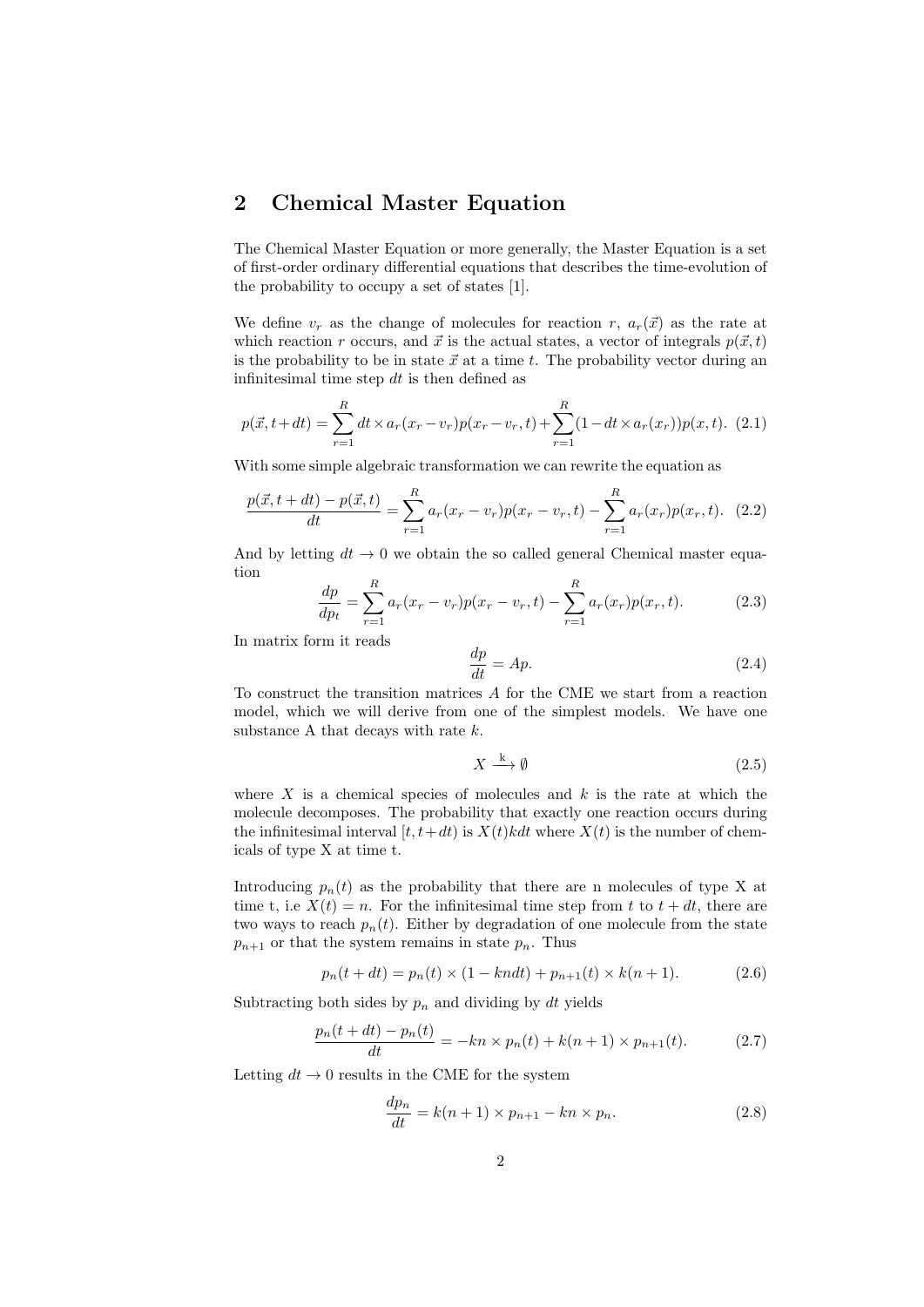## 2 Chemical Master Equation

The Chemical Master Equation or more generally, the Master Equation is a set of first-order ordinary differential equations that describes the time-evolution of the probability to occupy a set of states [1].

We define $v_r$ as the change of molecules for reaction $r$, $a_r(\vec{x})$ as the rate at which reaction $r$ occurs, and $\vec{x}$ is the actual states, a vector of integrals $p(\vec{x}, t)$ is the probability to be in state $\vec{x}$ at a time $t$. The probability vector during an infinitesimal time step $dt$ is then defined as

$$p(\vec{x}, t+dt) = \sum_{r=1}^{R} dt \times a_r(x_r - v_r)p(x_r - v_r, t) + \sum_{r=1}^{R}(1 - dt \times a_r(x_r))p(x, t). \quad (2.1)$$

With some simple algebraic transformation we can rewrite the equation as

$$\frac{p(\vec{x}, t+dt) - p(\vec{x}, t)}{dt} = \sum_{r=1}^{R} a_r(x_r - v_r)p(x_r - v_r, t) - \sum_{r=1}^{R} a_r(x_r)p(x_r, t). \quad (2.2)$$

And by letting $dt \to 0$ we obtain the so called general Chemical master equation

$$\frac{dp}{dp_t} = \sum_{r=1}^{R} a_r(x_r - v_r)p(x_r - v_r, t) - \sum_{r=1}^{R} a_r(x_r)p(x_r, t). \quad (2.3)$$

In matrix form it reads

$$\frac{dp}{dt} = Ap. \quad (2.4)$$

To construct the transition matrices $A$ for the CME we start from a reaction model, which we will derive from one of the simplest models. We have one substance A that decays with rate $k$.

$$X \xrightarrow{k} \emptyset \quad (2.5)$$

where $X$ is a chemical species of molecules and $k$ is the rate at which the molecule decomposes. The probability that exactly one reaction occurs during the infinitesimal interval $[t, t+dt)$ is $X(t)kdt$ where $X(t)$ is the number of chemicals of type X at time t.

Introducing $p_n(t)$ as the probability that there are n molecules of type X at time t, i.e $X(t) = n$. For the infinitesimal time step from $t$ to $t + dt$, there are two ways to reach $p_n(t)$. Either by degradation of one molecule from the state $p_{n+1}$ or that the system remains in state $p_n$. Thus

$$p_n(t+dt) = p_n(t) \times (1 - kndt) + p_{n+1}(t) \times k(n+1). \quad (2.6)$$

Subtracting both sides by $p_n$ and dividing by $dt$ yields

$$\frac{p_n(t+dt) - p_n(t)}{dt} = -kn \times p_n(t) + k(n+1) \times p_{n+1}(t). \quad (2.7)$$

Letting $dt \to 0$ results in the CME for the system

$$\frac{dp_n}{dt} = k(n+1) \times p_{n+1} - kn \times p_n. \quad (2.8)$$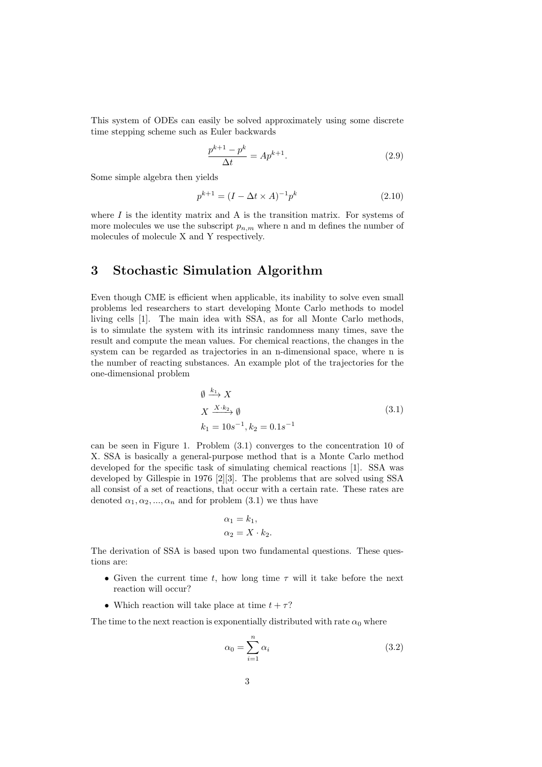This system of ODEs can easily be solved approximately using some discrete time stepping scheme such as Euler backwards

$$\frac{p^{k+1} - p^k}{\Delta t} = Ap^{k+1}. \tag{2.9}$$

Some simple algebra then yields

$$p^{k+1} = (I - \Delta t \times A)^{-1} p^k \tag{2.10}$$

where $I$ is the identity matrix and A is the transition matrix. For systems of more molecules we use the subscript $p_{n,m}$ where n and m defines the number of molecules of molecule X and Y respectively.

# 3 Stochastic Simulation Algorithm

Even though CME is efficient when applicable, its inability to solve even small problems led researchers to start developing Monte Carlo methods to model living cells [1]. The main idea with SSA, as for all Monte Carlo methods, is to simulate the system with its intrinsic randomness many times, save the result and compute the mean values. For chemical reactions, the changes in the system can be regarded as trajectories in an n-dimensional space, where n is the number of reacting substances. An example plot of the trajectories for the one-dimensional problem

$$\begin{aligned} &\emptyset \xrightarrow{k_1} X \\ &X \xrightarrow{X \cdot k_2} \emptyset \\ &k_1 = 10s^{-1}, k_2 = 0.1s^{-1} \end{aligned} \tag{3.1}$$

can be seen in Figure 1. Problem (3.1) converges to the concentration 10 of X. SSA is basically a general-purpose method that is a Monte Carlo method developed for the specific task of simulating chemical reactions [1]. SSA was developed by Gillespie in 1976 [2][3]. The problems that are solved using SSA all consist of a set of reactions, that occur with a certain rate. These rates are denoted $\alpha_1, \alpha_2, ..., \alpha_n$ and for problem (3.1) we thus have

$$\begin{aligned} \alpha_1 &= k_1, \\ \alpha_2 &= X \cdot k_2. \end{aligned}$$

The derivation of SSA is based upon two fundamental questions. These questions are:

- Given the current time $t$, how long time $\tau$ will it take before the next reaction will occur?
- Which reaction will take place at time $t + \tau$?

The time to the next reaction is exponentially distributed with rate $\alpha_0$ where

$$\alpha_0 = \sum_{i=1}^{n} \alpha_i \tag{3.2}$$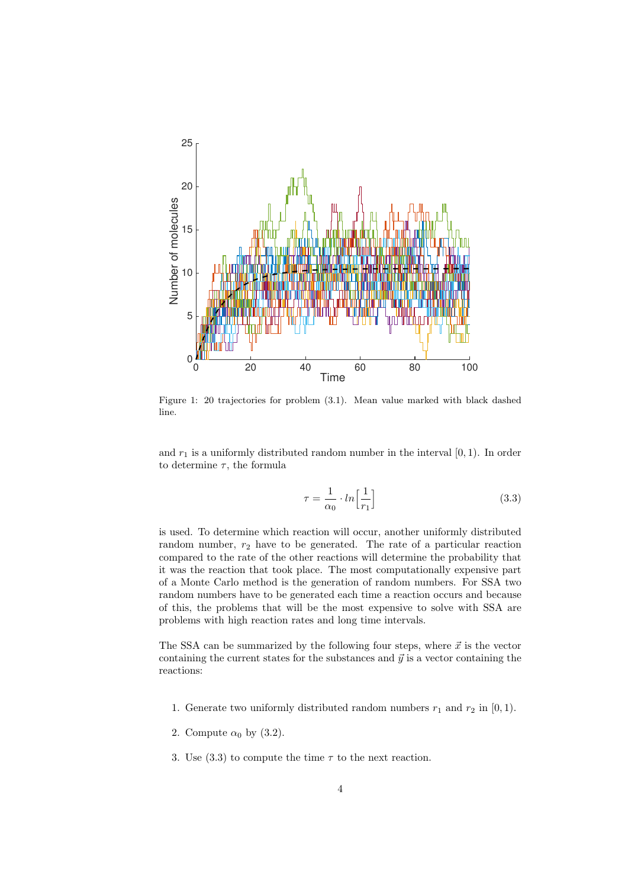Figure 1: 20 trajectories for problem (3.1). Mean value marked with black dashed line.

and $r_1$ is a uniformly distributed random number in the interval $[0, 1)$. In order to determine $\tau$, the formula

$$\tau = \frac{1}{\alpha_0} \cdot ln\Big[\frac{1}{r_1}\Big] \tag{3.3}$$

is used. To determine which reaction will occur, another uniformly distributed random number, $r_2$ have to be generated. The rate of a particular reaction compared to the rate of the other reactions will determine the probability that it was the reaction that took place. The most computationally expensive part of a Monte Carlo method is the generation of random numbers. For SSA two random numbers have to be generated each time a reaction occurs and because of this, the problems that will be the most expensive to solve with SSA are problems with high reaction rates and long time intervals.

The SSA can be summarized by the following four steps, where $\vec{x}$ is the vector containing the current states for the substances and $\vec{y}$ is a vector containing the reactions:

1. Generate two uniformly distributed random numbers $r_1$ and $r_2$ in $[0, 1)$.
2. Compute $\alpha_0$ by (3.2).
3. Use (3.3) to compute the time $\tau$ to the next reaction.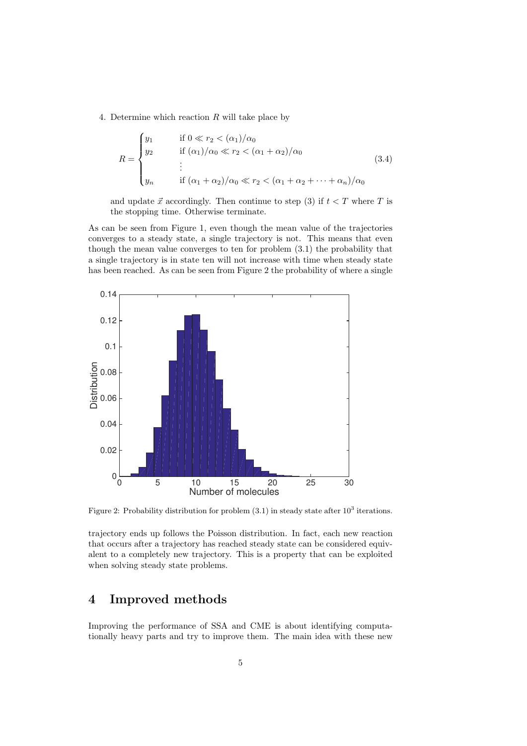4. Determine which reaction $R$ will take place by

$$
R = \begin{cases} y_1 & \text{if } 0 \ll r_2 < (\alpha_1)/\alpha_0 \\ y_2 & \text{if } (\alpha_1)/\alpha_0 \ll r_2 < (\alpha_1 + \alpha_2)/\alpha_0 \\ \vdots & \\ y_n & \text{if } (\alpha_1 + \alpha_2)/\alpha_0 \ll r_2 < (\alpha_1 + \alpha_2 + \cdots + \alpha_n)/\alpha_0 \end{cases} \tag{3.4}
$$

and update $\vec{x}$ accordingly. Then continue to step (3) if $t < T$ where $T$ is the stopping time. Otherwise terminate.

As can be seen from Figure 1, even though the mean value of the trajectories converges to a steady state, a single trajectory is not. This means that even though the mean value converges to ten for problem (3.1) the probability that a single trajectory is in state ten will not increase with time when steady state has been reached. As can be seen from Figure 2 the probability of where a single trajectory ends up follows the Poisson distribution. In fact, each new reaction that occurs after a trajectory has reached steady state can be considered equivalent to a completely new trajectory. This is a property that can be exploited when solving steady state problems.

Figure 2: Probability distribution for problem (3.1) in steady state after $10^3$ iterations.

# 4 Improved methods

Improving the performance of SSA and CME is about identifying computationally heavy parts and try to improve them. The main idea with these new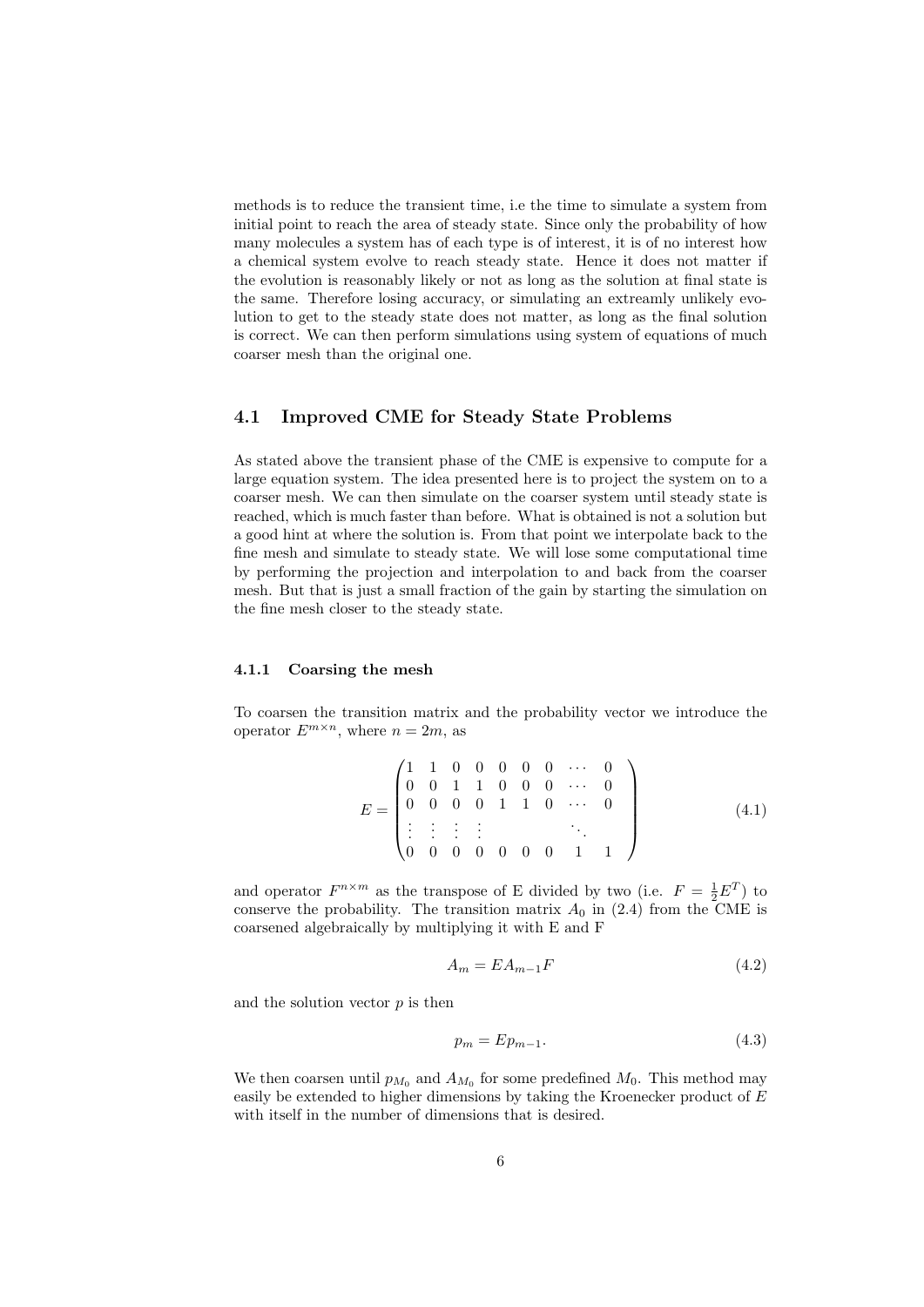methods is to reduce the transient time, i.e the time to simulate a system from initial point to reach the area of steady state. Since only the probability of how many molecules a system has of each type is of interest, it is of no interest how a chemical system evolve to reach steady state. Hence it does not matter if the evolution is reasonably likely or not as long as the solution at final state is the same. Therefore losing accuracy, or simulating an extreamly unlikely evolution to get to the steady state does not matter, as long as the final solution is correct. We can then perform simulations using system of equations of much coarser mesh than the original one.

## 4.1 Improved CME for Steady State Problems

As stated above the transient phase of the CME is expensive to compute for a large equation system. The idea presented here is to project the system on to a coarser mesh. We can then simulate on the coarser system until steady state is reached, which is much faster than before. What is obtained is not a solution but a good hint at where the solution is. From that point we interpolate back to the fine mesh and simulate to steady state. We will lose some computational time by performing the projection and interpolation to and back from the coarser mesh. But that is just a small fraction of the gain by starting the simulation on the fine mesh closer to the steady state.

### 4.1.1 Coarsing the mesh

To coarsen the transition matrix and the probability vector we introduce the operator $E^{m\times n}$, where $n = 2m$, as

$$E = \begin{pmatrix} 1 & 1 & 0 & 0 & 0 & 0 & 0 & \cdots & 0 \\ 0 & 0 & 1 & 1 & 0 & 0 & 0 & \cdots & 0 \\ 0 & 0 & 0 & 0 & 1 & 1 & 0 & \cdots & 0 \\ \vdots & \vdots & \vdots & \vdots & & & & \ddots & \\ 0 & 0 & 0 & 0 & 0 & 0 & 0 & 1 & 1 \end{pmatrix} \tag{4.1}$$

and operator $F^{n\times m}$ as the transpose of E divided by two (i.e. $F = \frac{1}{2}E^T$) to conserve the probability. The transition matrix $A_0$ in (2.4) from the CME is coarsened algebraically by multiplying it with E and F

$$A_m = EA_{m-1}F \tag{4.2}$$

and the solution vector $p$ is then

$$p_m = Ep_{m-1}. \tag{4.3}$$

We then coarsen until $p_{M_0}$ and $A_{M_0}$ for some predefined $M_0$. This method may easily be extended to higher dimensions by taking the Kroenecker product of $E$ with itself in the number of dimensions that is desired.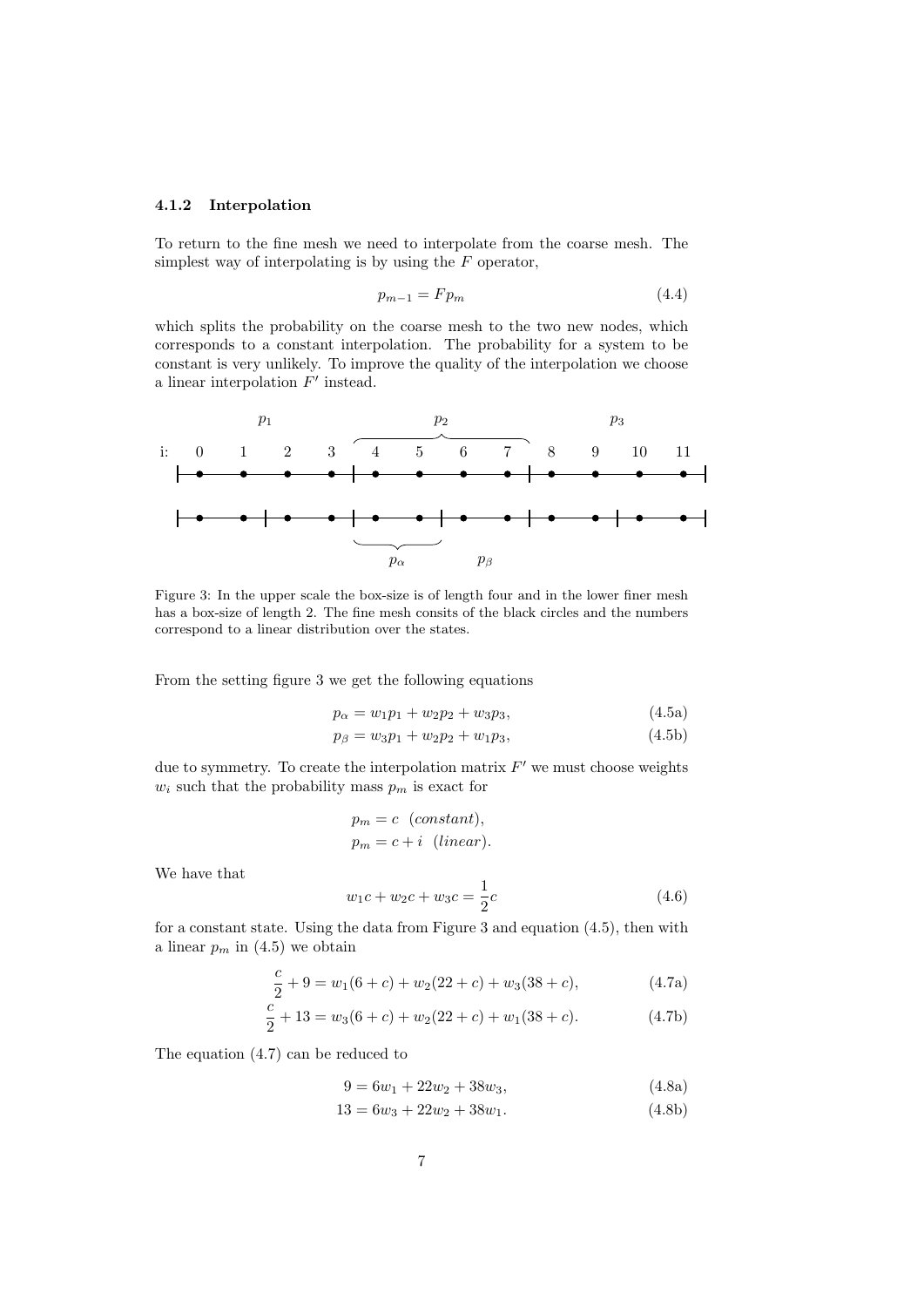### 4.1.2 Interpolation

To return to the fine mesh we need to interpolate from the coarse mesh. The simplest way of interpolating is by using the $F$ operator,

$$p_{m-1} = F p_m \tag{4.4}$$

which splits the probability on the coarse mesh to the two new nodes, which corresponds to a constant interpolation. The probability for a system to be constant is very unlikely. To improve the quality of the interpolation we choose a linear interpolation $F'$ instead.

Figure 3: In the upper scale the box-size is of length four and in the lower finer mesh has a box-size of length 2. The fine mesh consits of the black circles and the numbers correspond to a linear distribution over the states.

From the setting figure 3 we get the following equations

$$p_\alpha = w_1 p_1 + w_2 p_2 + w_3 p_3, \tag{4.5a}$$

$$p_\beta = w_3 p_1 + w_2 p_2 + w_1 p_3, \tag{4.5b}$$

due to symmetry. To create the interpolation matrix $F'$ we must choose weights $w_i$ such that the probability mass $p_m$ is exact for

$$p_m = c \quad (constant),$$
$$p_m = c + i \quad (linear).$$

We have that

$$w_1 c + w_2 c + w_3 c = \frac{1}{2} c \tag{4.6}$$

for a constant state. Using the data from Figure 3 and equation (4.5), then with a linear $p_m$ in (4.5) we obtain

$$\frac{c}{2} + 9 = w_1(6 + c) + w_2(22 + c) + w_3(38 + c), \tag{4.7a}$$

$$\frac{c}{2} + 13 = w_3(6 + c) + w_2(22 + c) + w_1(38 + c). \tag{4.7b}$$

The equation (4.7) can be reduced to

$$9 = 6w_1 + 22w_2 + 38w_3, \tag{4.8a}$$

$$13 = 6w_3 + 22w_2 + 38w_1. \tag{4.8b}$$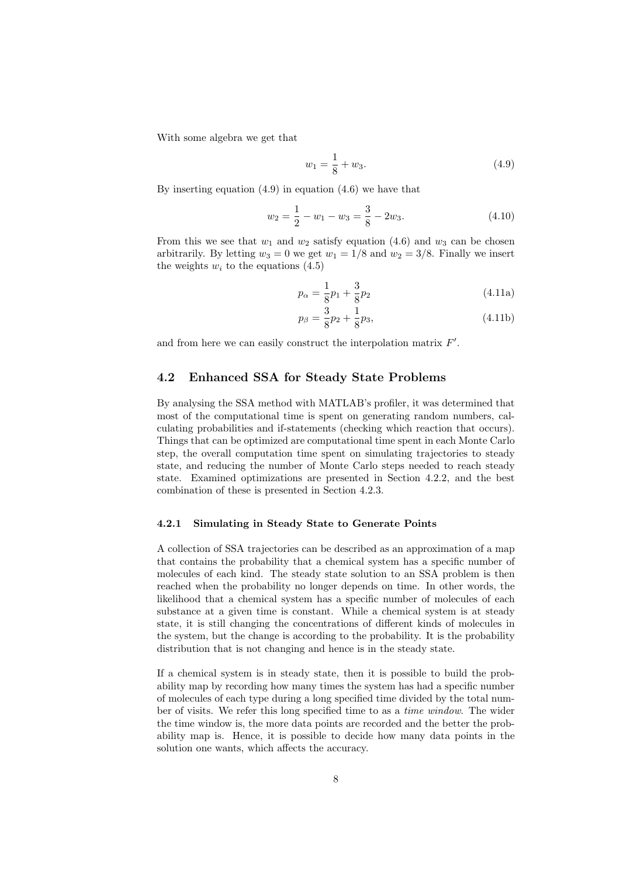With some algebra we get that

$$w_1 = \frac{1}{8} + w_3. \tag{4.9}$$

By inserting equation (4.9) in equation (4.6) we have that

$$w_2 = \frac{1}{2} - w_1 - w_3 = \frac{3}{8} - 2w_3. \tag{4.10}$$

From this we see that $w_1$ and $w_2$ satisfy equation (4.6) and $w_3$ can be chosen arbitrarily. By letting $w_3 = 0$ we get $w_1 = 1/8$ and $w_2 = 3/8$. Finally we insert the weights $w_i$ to the equations (4.5)

$$p_\alpha = \frac{1}{8}p_1 + \frac{3}{8}p_2 \tag{4.11a}$$

$$p_\beta = \frac{3}{8}p_2 + \frac{1}{8}p_3, \tag{4.11b}$$

and from here we can easily construct the interpolation matrix $F'$.

## 4.2 Enhanced SSA for Steady State Problems

By analysing the SSA method with MATLAB's profiler, it was determined that most of the computational time is spent on generating random numbers, calculating probabilities and if-statements (checking which reaction that occurs). Things that can be optimized are computational time spent in each Monte Carlo step, the overall computation time spent on simulating trajectories to steady state, and reducing the number of Monte Carlo steps needed to reach steady state. Examined optimizations are presented in Section 4.2.2, and the best combination of these is presented in Section 4.2.3.

### 4.2.1 Simulating in Steady State to Generate Points

A collection of SSA trajectories can be described as an approximation of a map that contains the probability that a chemical system has a specific number of molecules of each kind. The steady state solution to an SSA problem is then reached when the probability no longer depends on time. In other words, the likelihood that a chemical system has a specific number of molecules of each substance at a given time is constant. While a chemical system is at steady state, it is still changing the concentrations of different kinds of molecules in the system, but the change is according to the probability. It is the probability distribution that is not changing and hence is in the steady state.

If a chemical system is in steady state, then it is possible to build the probability map by recording how many times the system has had a specific number of molecules of each type during a long specified time divided by the total number of visits. We refer this long specified time to as a *time window*. The wider the time window is, the more data points are recorded and the better the probability map is. Hence, it is possible to decide how many data points in the solution one wants, which affects the accuracy.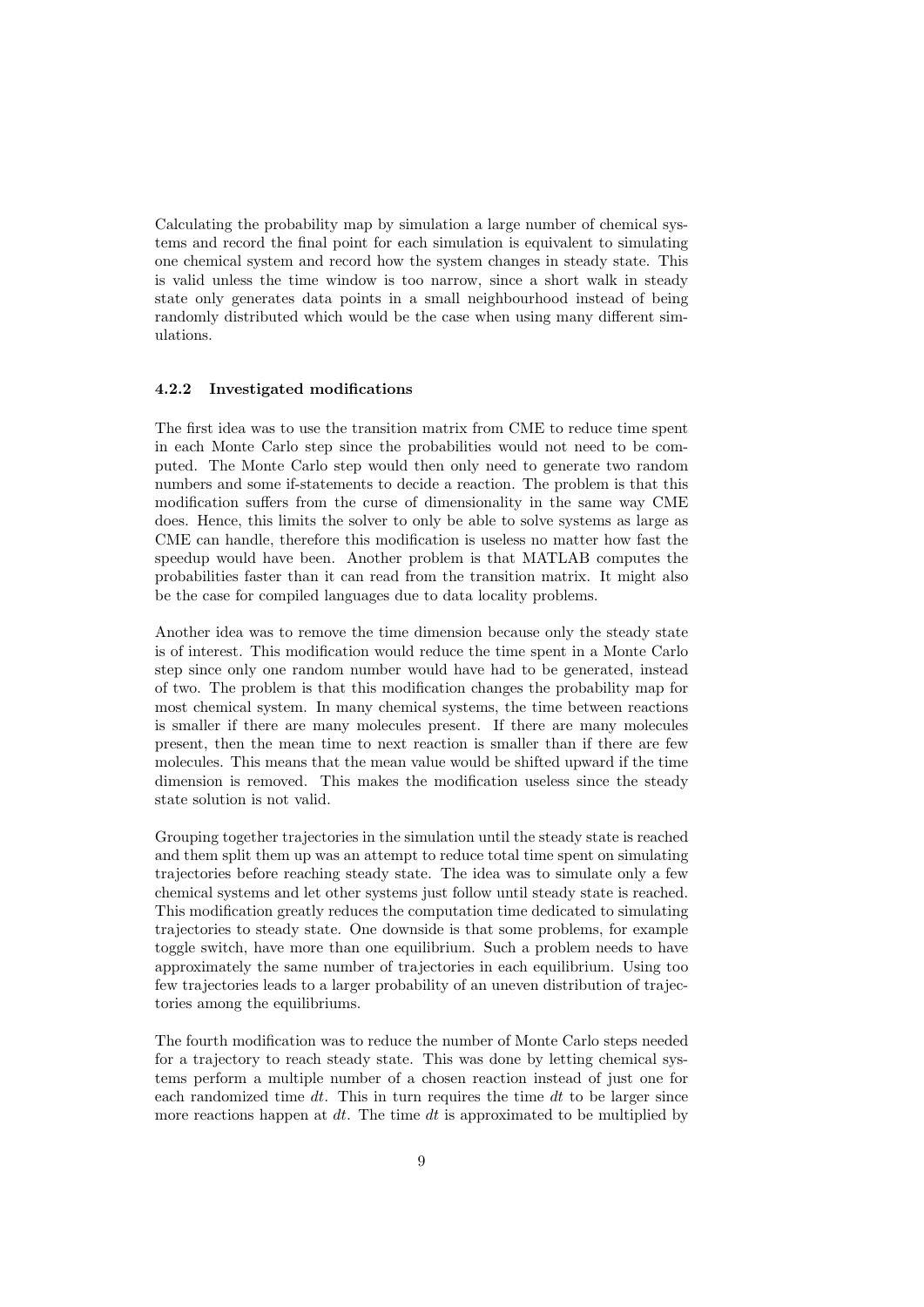Calculating the probability map by simulation a large number of chemical systems and record the final point for each simulation is equivalent to simulating one chemical system and record how the system changes in steady state. This is valid unless the time window is too narrow, since a short walk in steady state only generates data points in a small neighbourhood instead of being randomly distributed which would be the case when using many different simulations.

### 4.2.2 Investigated modifications

The first idea was to use the transition matrix from CME to reduce time spent in each Monte Carlo step since the probabilities would not need to be computed. The Monte Carlo step would then only need to generate two random numbers and some if-statements to decide a reaction. The problem is that this modification suffers from the curse of dimensionality in the same way CME does. Hence, this limits the solver to only be able to solve systems as large as CME can handle, therefore this modification is useless no matter how fast the speedup would have been. Another problem is that MATLAB computes the probabilities faster than it can read from the transition matrix. It might also be the case for compiled languages due to data locality problems.

Another idea was to remove the time dimension because only the steady state is of interest. This modification would reduce the time spent in a Monte Carlo step since only one random number would have had to be generated, instead of two. The problem is that this modification changes the probability map for most chemical system. In many chemical systems, the time between reactions is smaller if there are many molecules present. If there are many molecules present, then the mean time to next reaction is smaller than if there are few molecules. This means that the mean value would be shifted upward if the time dimension is removed. This makes the modification useless since the steady state solution is not valid.

Grouping together trajectories in the simulation until the steady state is reached and them split them up was an attempt to reduce total time spent on simulating trajectories before reaching steady state. The idea was to simulate only a few chemical systems and let other systems just follow until steady state is reached. This modification greatly reduces the computation time dedicated to simulating trajectories to steady state. One downside is that some problems, for example toggle switch, have more than one equilibrium. Such a problem needs to have approximately the same number of trajectories in each equilibrium. Using too few trajectories leads to a larger probability of an uneven distribution of trajectories among the equilibriums.

The fourth modification was to reduce the number of Monte Carlo steps needed for a trajectory to reach steady state. This was done by letting chemical systems perform a multiple number of a chosen reaction instead of just one for each randomized time $dt$. This in turn requires the time $dt$ to be larger since more reactions happen at $dt$. The time $dt$ is approximated to be multiplied by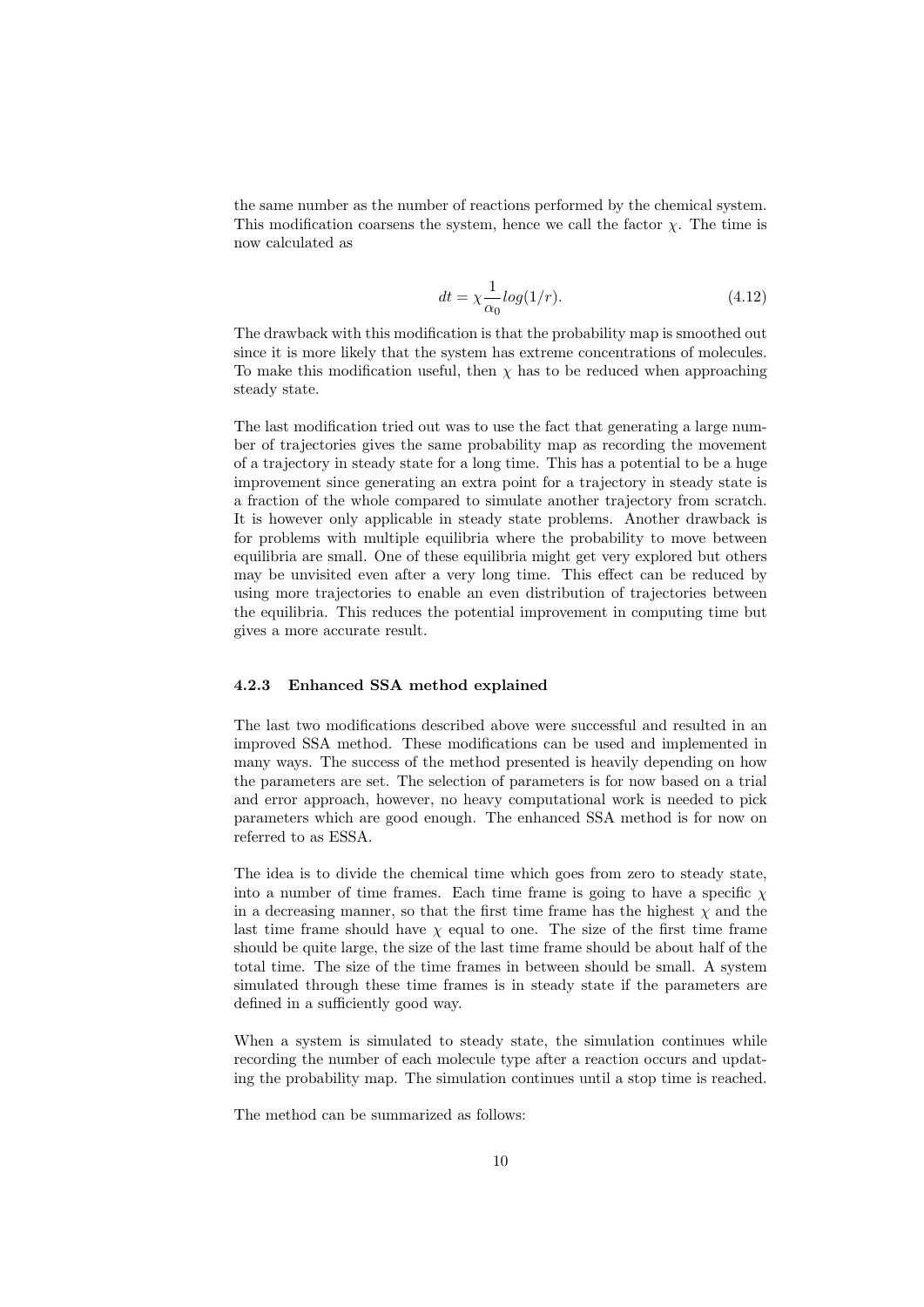the same number as the number of reactions performed by the chemical system. This modification coarsens the system, hence we call the factor $\chi$. The time is now calculated as

$$dt = \chi \frac{1}{\alpha_0} log(1/r). \tag{4.12}$$

The drawback with this modification is that the probability map is smoothed out since it is more likely that the system has extreme concentrations of molecules. To make this modification useful, then $\chi$ has to be reduced when approaching steady state.

The last modification tried out was to use the fact that generating a large number of trajectories gives the same probability map as recording the movement of a trajectory in steady state for a long time. This has a potential to be a huge improvement since generating an extra point for a trajectory in steady state is a fraction of the whole compared to simulate another trajectory from scratch. It is however only applicable in steady state problems. Another drawback is for problems with multiple equilibria where the probability to move between equilibria are small. One of these equilibria might get very explored but others may be unvisited even after a very long time. This effect can be reduced by using more trajectories to enable an even distribution of trajectories between the equilibria. This reduces the potential improvement in computing time but gives a more accurate result.

### 4.2.3 Enhanced SSA method explained

The last two modifications described above were successful and resulted in an improved SSA method. These modifications can be used and implemented in many ways. The success of the method presented is heavily depending on how the parameters are set. The selection of parameters is for now based on a trial and error approach, however, no heavy computational work is needed to pick parameters which are good enough. The enhanced SSA method is for now on referred to as ESSA.

The idea is to divide the chemical time which goes from zero to steady state, into a number of time frames. Each time frame is going to have a specific $\chi$ in a decreasing manner, so that the first time frame has the highest $\chi$ and the last time frame should have $\chi$ equal to one. The size of the first time frame should be quite large, the size of the last time frame should be about half of the total time. The size of the time frames in between should be small. A system simulated through these time frames is in steady state if the parameters are defined in a sufficiently good way.

When a system is simulated to steady state, the simulation continues while recording the number of each molecule type after a reaction occurs and updating the probability map. The simulation continues until a stop time is reached.

The method can be summarized as follows: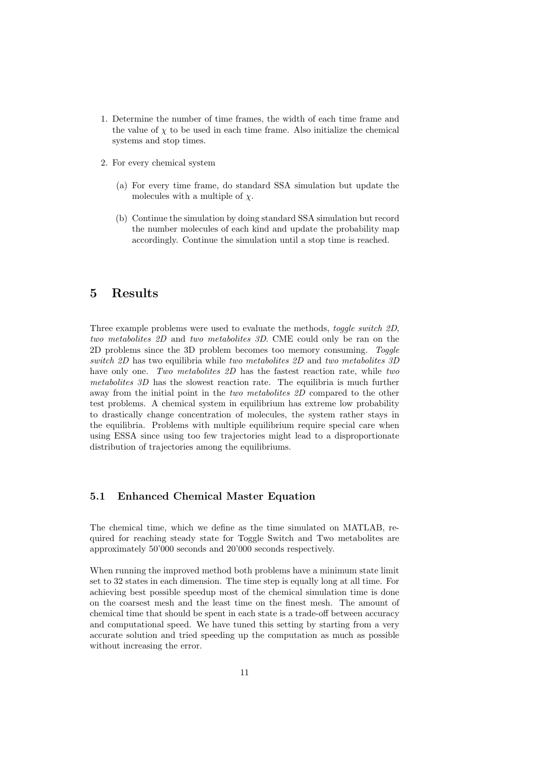1. Determine the number of time frames, the width of each time frame and the value of $\chi$ to be used in each time frame. Also initialize the chemical systems and stop times.

2. For every chemical system

   (a) For every time frame, do standard SSA simulation but update the molecules with a multiple of $\chi$.

   (b) Continue the simulation by doing standard SSA simulation but record the number molecules of each kind and update the probability map accordingly. Continue the simulation until a stop time is reached.

# 5 Results

Three example problems were used to evaluate the methods, *toggle switch 2D*, *two metabolites 2D* and *two metabolites 3D*. CME could only be ran on the 2D problems since the 3D problem becomes too memory consuming. *Toggle switch 2D* has two equilibria while *two metabolites 2D* and *two metabolites 3D* have only one. *Two metabolites 2D* has the fastest reaction rate, while *two metabolites 3D* has the slowest reaction rate. The equilibria is much further away from the initial point in the *two metabolites 2D* compared to the other test problems. A chemical system in equilibrium has extreme low probability to drastically change concentration of molecules, the system rather stays in the equilibria. Problems with multiple equilibrium require special care when using ESSA since using too few trajectories might lead to a disproportionate distribution of trajectories among the equilibriums.

## 5.1 Enhanced Chemical Master Equation

The chemical time, which we define as the time simulated on MATLAB, required for reaching steady state for Toggle Switch and Two metabolites are approximately 50'000 seconds and 20'000 seconds respectively.

When running the improved method both problems have a minimum state limit set to 32 states in each dimension. The time step is equally long at all time. For achieving best possible speedup most of the chemical simulation time is done on the coarsest mesh and the least time on the finest mesh. The amount of chemical time that should be spent in each state is a trade-off between accuracy and computational speed. We have tuned this setting by starting from a very accurate solution and tried speeding up the computation as much as possible without increasing the error.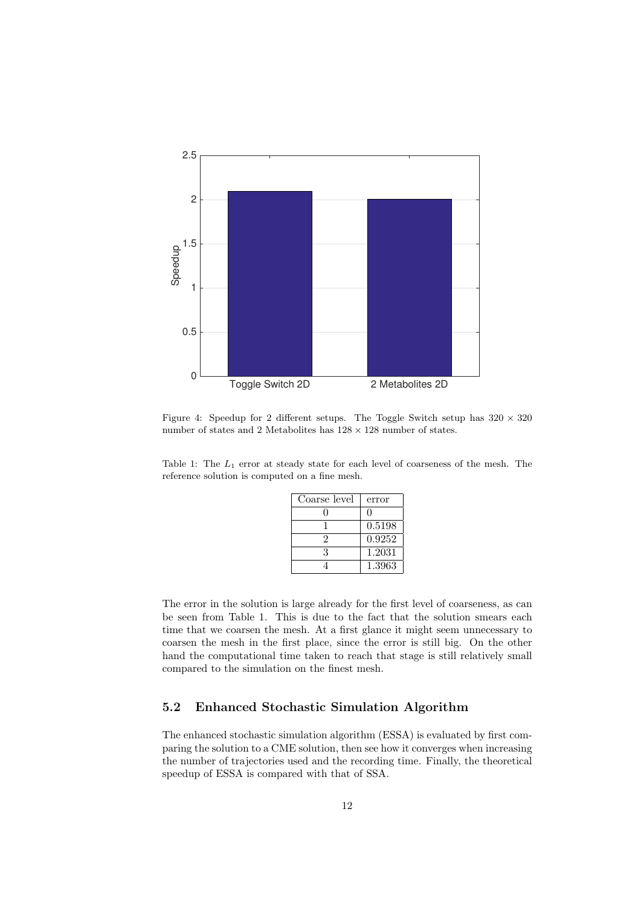Figure 4: Speedup for 2 different setups. The Toggle Switch setup has $320 \times 320$ number of states and 2 Metabolites has $128 \times 128$ number of states.

Table 1: The $L_1$ error at steady state for each level of coarseness of the mesh. The reference solution is computed on a fine mesh.

| Coarse level | error |
|---|---|
| 0 | 0 |
| 1 | 0.5198 |
| 2 | 0.9252 |
| 3 | 1.2031 |
| 4 | 1.3963 |

The error in the solution is large already for the first level of coarseness, as can be seen from Table 1. This is due to the fact that the solution smears each time that we coarsen the mesh. At a first glance it might seem unnecessary to coarsen the mesh in the first place, since the error is still big. On the other hand the computational time taken to reach that stage is still relatively small compared to the simulation on the finest mesh.

### 5.2 Enhanced Stochastic Simulation Algorithm

The enhanced stochastic simulation algorithm (ESSA) is evaluated by first comparing the solution to a CME solution, then see how it converges when increasing the number of trajectories used and the recording time. Finally, the theoretical speedup of ESSA is compared with that of SSA.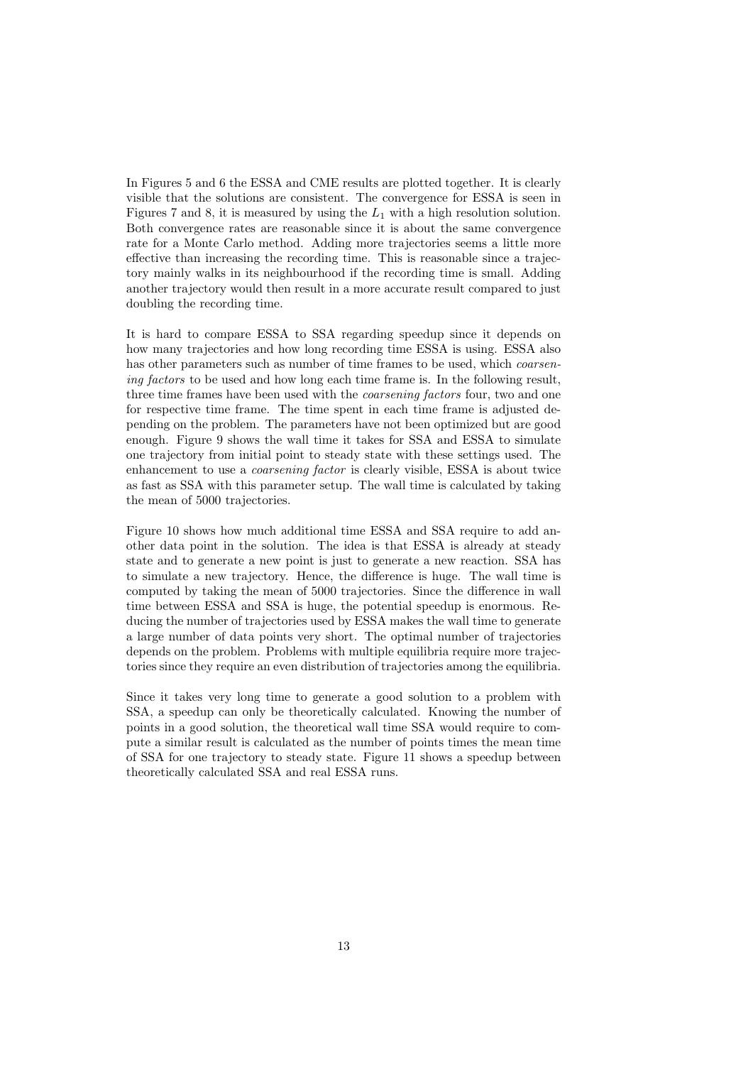In Figures 5 and 6 the ESSA and CME results are plotted together. It is clearly visible that the solutions are consistent. The convergence for ESSA is seen in Figures 7 and 8, it is measured by using the $L_1$ with a high resolution solution. Both convergence rates are reasonable since it is about the same convergence rate for a Monte Carlo method. Adding more trajectories seems a little more effective than increasing the recording time. This is reasonable since a trajectory mainly walks in its neighbourhood if the recording time is small. Adding another trajectory would then result in a more accurate result compared to just doubling the recording time.

It is hard to compare ESSA to SSA regarding speedup since it depends on how many trajectories and how long recording time ESSA is using. ESSA also has other parameters such as number of time frames to be used, which *coarsening factors* to be used and how long each time frame is. In the following result, three time frames have been used with the *coarsening factors* four, two and one for respective time frame. The time spent in each time frame is adjusted depending on the problem. The parameters have not been optimized but are good enough. Figure 9 shows the wall time it takes for SSA and ESSA to simulate one trajectory from initial point to steady state with these settings used. The enhancement to use a *coarsening factor* is clearly visible, ESSA is about twice as fast as SSA with this parameter setup. The wall time is calculated by taking the mean of 5000 trajectories.

Figure 10 shows how much additional time ESSA and SSA require to add another data point in the solution. The idea is that ESSA is already at steady state and to generate a new point is just to generate a new reaction. SSA has to simulate a new trajectory. Hence, the difference is huge. The wall time is computed by taking the mean of 5000 trajectories. Since the difference in wall time between ESSA and SSA is huge, the potential speedup is enormous. Reducing the number of trajectories used by ESSA makes the wall time to generate a large number of data points very short. The optimal number of trajectories depends on the problem. Problems with multiple equilibria require more trajectories since they require an even distribution of trajectories among the equilibria.

Since it takes very long time to generate a good solution to a problem with SSA, a speedup can only be theoretically calculated. Knowing the number of points in a good solution, the theoretical wall time SSA would require to compute a similar result is calculated as the number of points times the mean time of SSA for one trajectory to steady state. Figure 11 shows a speedup between theoretically calculated SSA and real ESSA runs.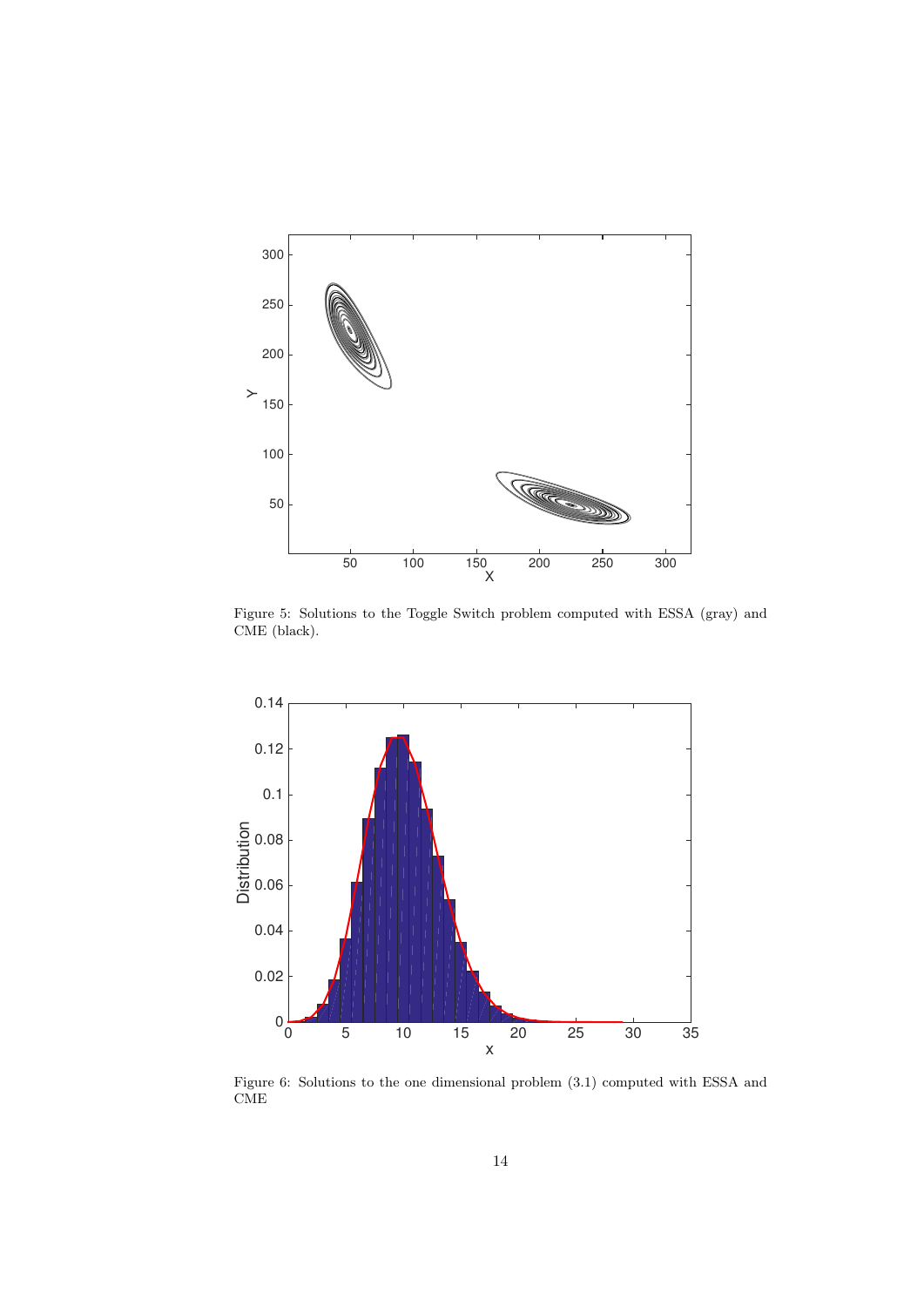Figure 5: Solutions to the Toggle Switch problem computed with ESSA (gray) and CME (black).

Figure 6: Solutions to the one dimensional problem (3.1) computed with ESSA and CME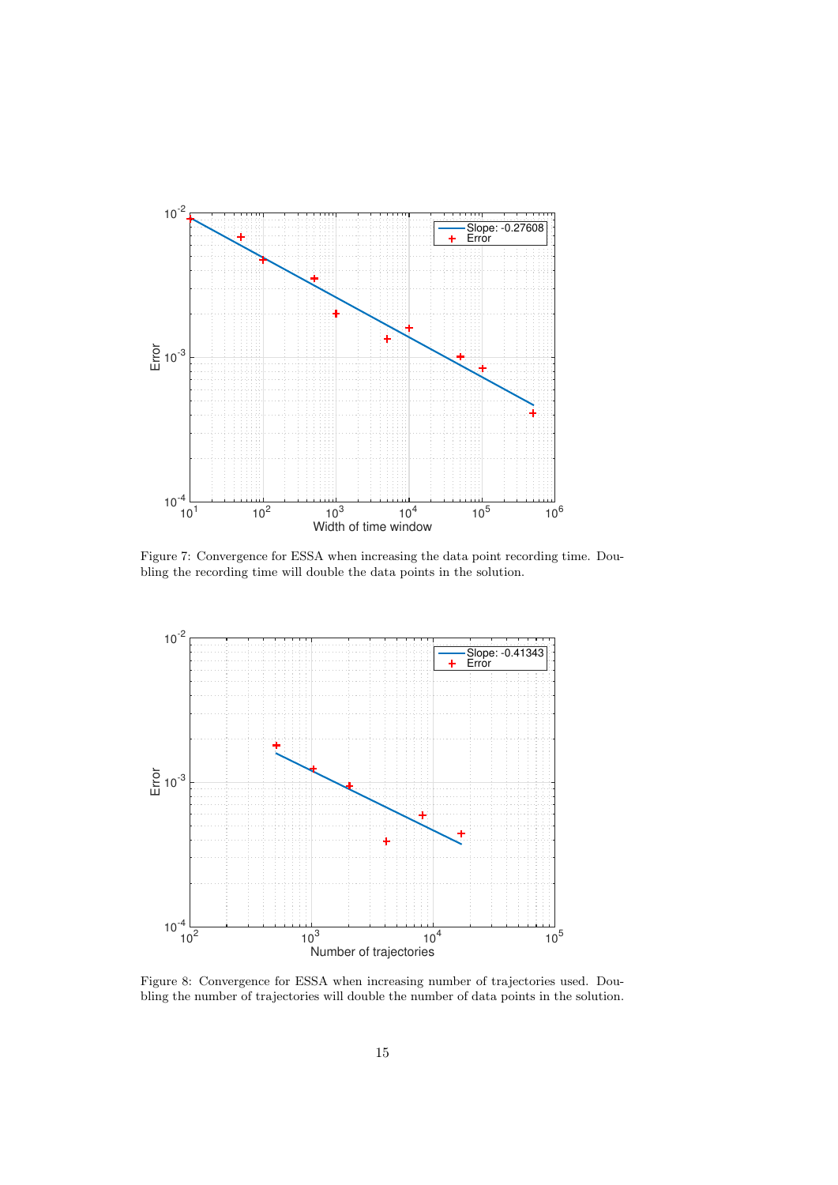Figure 7: Convergence for ESSA when increasing the data point recording time. Doubling the recording time will double the data points in the solution.

Figure 8: Convergence for ESSA when increasing number of trajectories used. Doubling the number of trajectories will double the number of data points in the solution.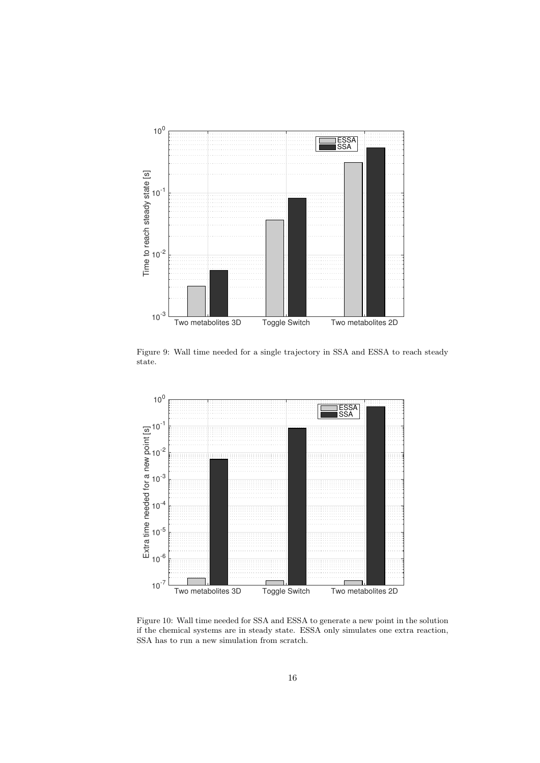Figure 9: Wall time needed for a single trajectory in SSA and ESSA to reach steady state.

Figure 10: Wall time needed for SSA and ESSA to generate a new point in the solution if the chemical systems are in steady state. ESSA only simulates one extra reaction, SSA has to run a new simulation from scratch.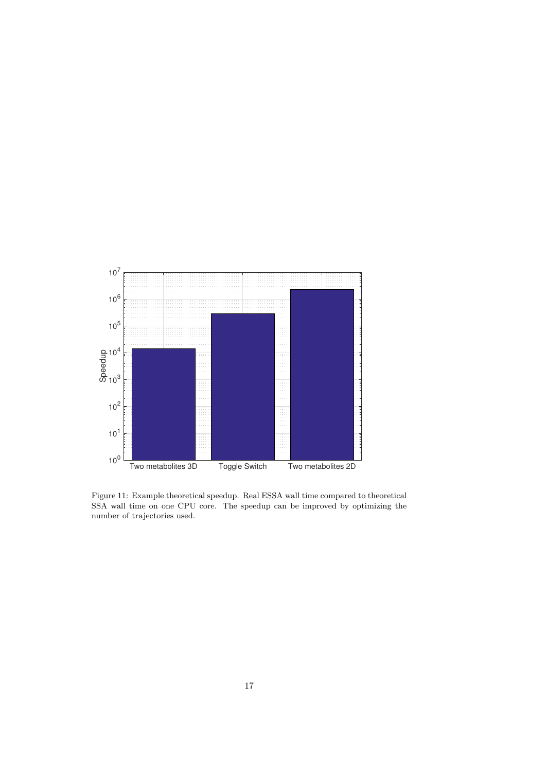Figure 11: Example theoretical speedup. Real ESSA wall time compared to theoretical SSA wall time on one CPU core. The speedup can be improved by optimizing the number of trajectories used.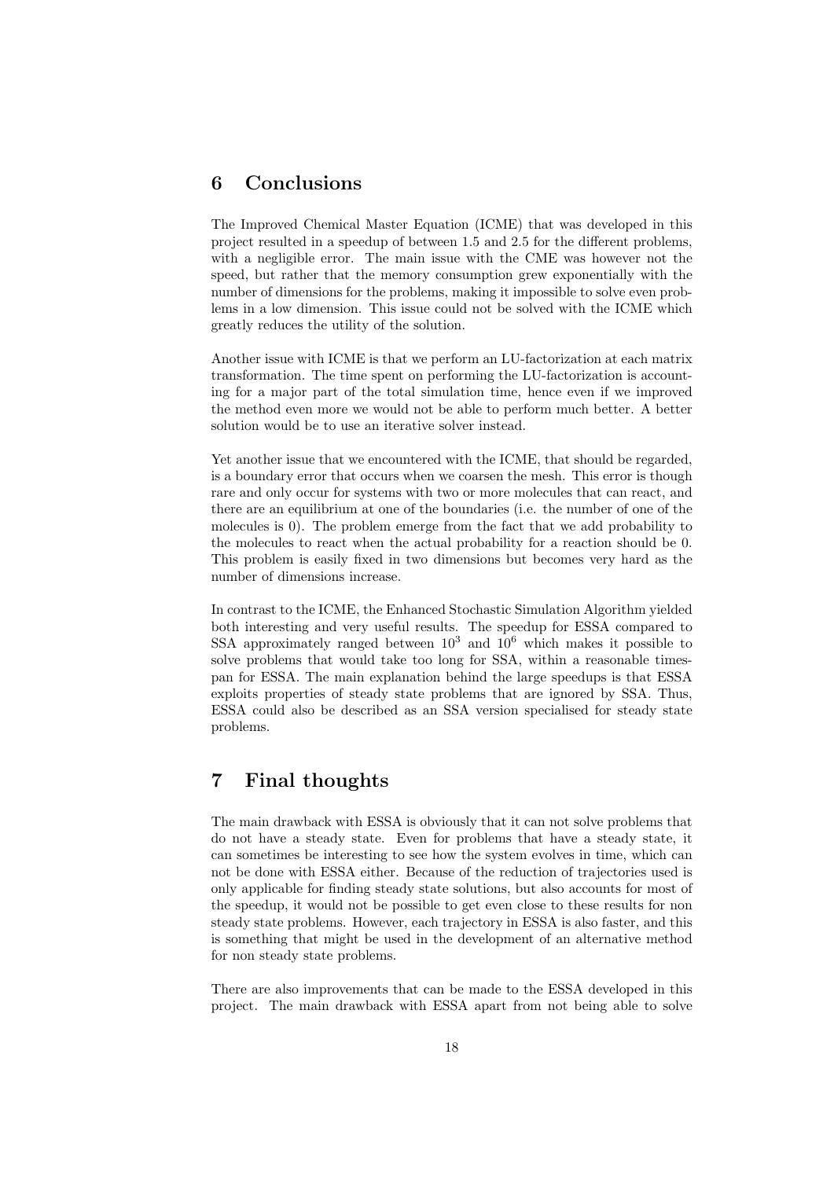## 6 Conclusions

The Improved Chemical Master Equation (ICME) that was developed in this project resulted in a speedup of between 1.5 and 2.5 for the different problems, with a negligible error. The main issue with the CME was however not the speed, but rather that the memory consumption grew exponentially with the number of dimensions for the problems, making it impossible to solve even problems in a low dimension. This issue could not be solved with the ICME which greatly reduces the utility of the solution.

Another issue with ICME is that we perform an LU-factorization at each matrix transformation. The time spent on performing the LU-factorization is accounting for a major part of the total simulation time, hence even if we improved the method even more we would not be able to perform much better. A better solution would be to use an iterative solver instead.

Yet another issue that we encountered with the ICME, that should be regarded, is a boundary error that occurs when we coarsen the mesh. This error is though rare and only occur for systems with two or more molecules that can react, and there are an equilibrium at one of the boundaries (i.e. the number of one of the molecules is 0). The problem emerge from the fact that we add probability to the molecules to react when the actual probability for a reaction should be 0. This problem is easily fixed in two dimensions but becomes very hard as the number of dimensions increase.

In contrast to the ICME, the Enhanced Stochastic Simulation Algorithm yielded both interesting and very useful results. The speedup for ESSA compared to SSA approximately ranged between $10^3$ and $10^6$ which makes it possible to solve problems that would take too long for SSA, within a reasonable timespan for ESSA. The main explanation behind the large speedups is that ESSA exploits properties of steady state problems that are ignored by SSA. Thus, ESSA could also be described as an SSA version specialised for steady state problems.

## 7 Final thoughts

The main drawback with ESSA is obviously that it can not solve problems that do not have a steady state. Even for problems that have a steady state, it can sometimes be interesting to see how the system evolves in time, which can not be done with ESSA either. Because of the reduction of trajectories used is only applicable for finding steady state solutions, but also accounts for most of the speedup, it would not be possible to get even close to these results for non steady state problems. However, each trajectory in ESSA is also faster, and this is something that might be used in the development of an alternative method for non steady state problems.

There are also improvements that can be made to the ESSA developed in this project. The main drawback with ESSA apart from not being able to solve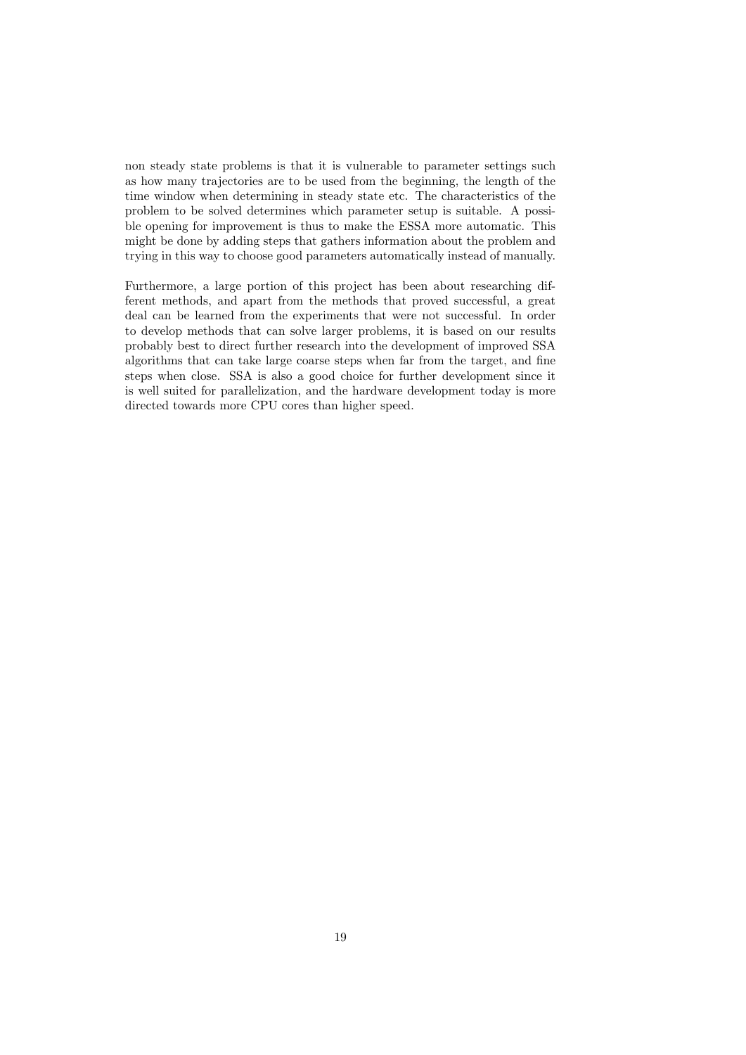non steady state problems is that it is vulnerable to parameter settings such as how many trajectories are to be used from the beginning, the length of the time window when determining in steady state etc. The characteristics of the problem to be solved determines which parameter setup is suitable. A possible opening for improvement is thus to make the ESSA more automatic. This might be done by adding steps that gathers information about the problem and trying in this way to choose good parameters automatically instead of manually.

Furthermore, a large portion of this project has been about researching different methods, and apart from the methods that proved successful, a great deal can be learned from the experiments that were not successful. In order to develop methods that can solve larger problems, it is based on our results probably best to direct further research into the development of improved SSA algorithms that can take large coarse steps when far from the target, and fine steps when close. SSA is also a good choice for further development since it is well suited for parallelization, and the hardware development today is more directed towards more CPU cores than higher speed.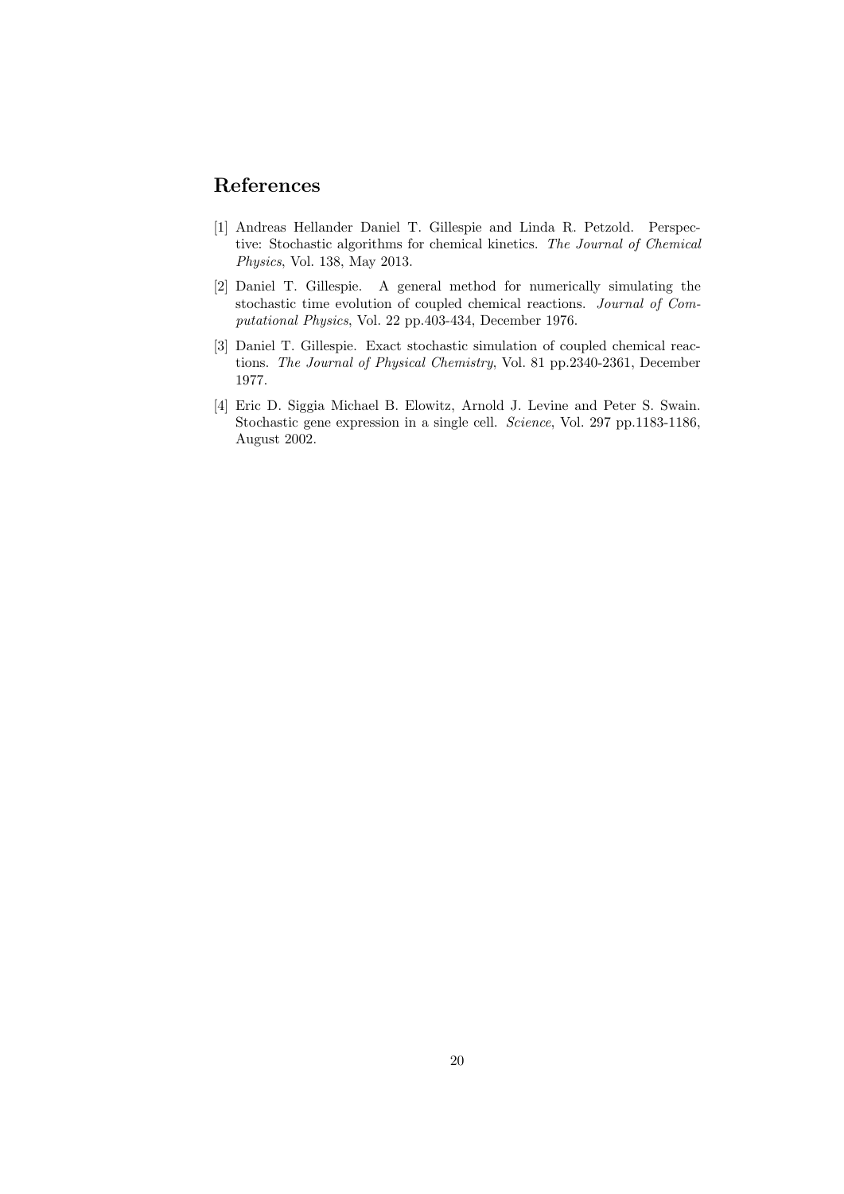## References

[1] Andreas Hellander Daniel T. Gillespie and Linda R. Petzold. Perspective: Stochastic algorithms for chemical kinetics. *The Journal of Chemical Physics*, Vol. 138, May 2013.

[2] Daniel T. Gillespie. A general method for numerically simulating the stochastic time evolution of coupled chemical reactions. *Journal of Computational Physics*, Vol. 22 pp.403-434, December 1976.

[3] Daniel T. Gillespie. Exact stochastic simulation of coupled chemical reactions. *The Journal of Physical Chemistry*, Vol. 81 pp.2340-2361, December 1977.

[4] Eric D. Siggia Michael B. Elowitz, Arnold J. Levine and Peter S. Swain. Stochastic gene expression in a single cell. *Science*, Vol. 297 pp.1183-1186, August 2002.